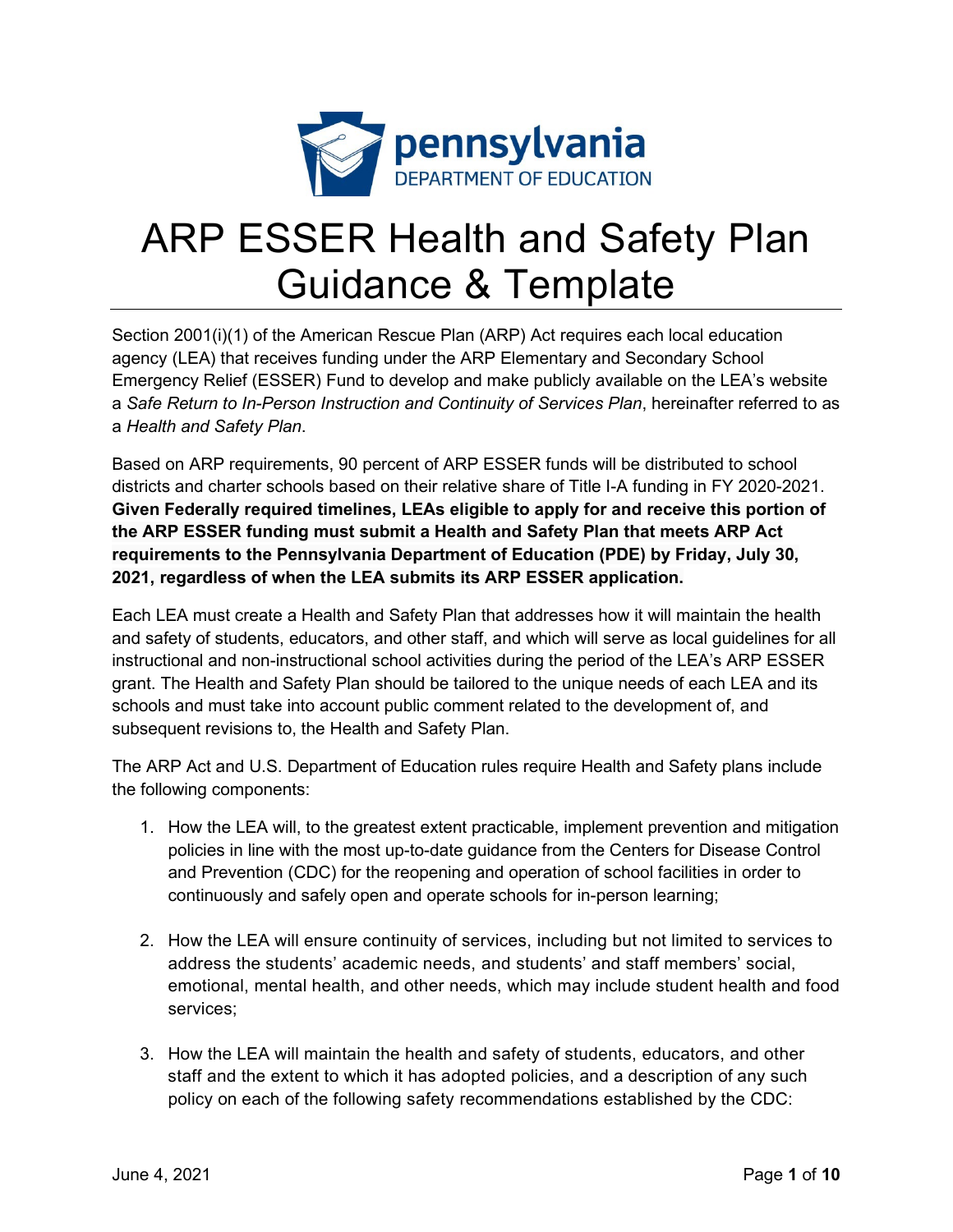# ARP ESSER Health and Safety Plan Guidance & Template

Section 2001(i)(1) of the American Rescue Plan (ARP) Act requires each local education agency (LEA) that receives funding under the ARP Elementary and Secondary School Emergency Relief (ESSER) Fund to develop and make publicly available on the LEA's website a *Safe Return to In-Person Instruction and Continuity of Services Plan*, hereinafter referred to as a *Health and Safety Plan*.

Based on ARP requirements, 90 percent of ARP ESSER funds will be distributed to school districts and charter schools based on their relative share of Title I-A funding in FY 2020-2021. **Given Federally required timelines, LEAs eligible to apply for and receive this portion of the ARP ESSER funding must submit a Health and Safety Plan that meets ARP Act requirements to the Pennsylvania Department of Education (PDE) by Friday, July 30, 2021, regardless of when the LEA submits its ARP ESSER application.**

Each LEA must create a Health and Safety Plan that addresses how it will maintain the health and safety of students, educators, and other staff, and which will serve as local guidelines for all instructional and non-instructional school activities during the period of the LEA's ARP ESSER grant. The Health and Safety Plan should be tailored to the unique needs of each LEA and its schools and must take into account public comment related to the development of, and subsequent revisions to, the Health and Safety Plan.

The ARP Act and U.S. Department of Education rules require Health and Safety plans include the following components:

1. How the LEA will, to the greatest extent practicable, implement prevention and mitigation policies in line with the most up-to-date guidance from the Centers for Disease Control and Prevention (CDC) for the reopening and operation of school facilities in order to continuously and safely open and operate schools for in-person learning;
2. How the LEA will ensure continuity of services, including but not limited to services to address the students' academic needs, and students' and staff members' social, emotional, mental health, and other needs, which may include student health and food services;
3. How the LEA will maintain the health and safety of students, educators, and other staff and the extent to which it has adopted policies, and a description of any such policy on each of the following safety recommendations established by the CDC: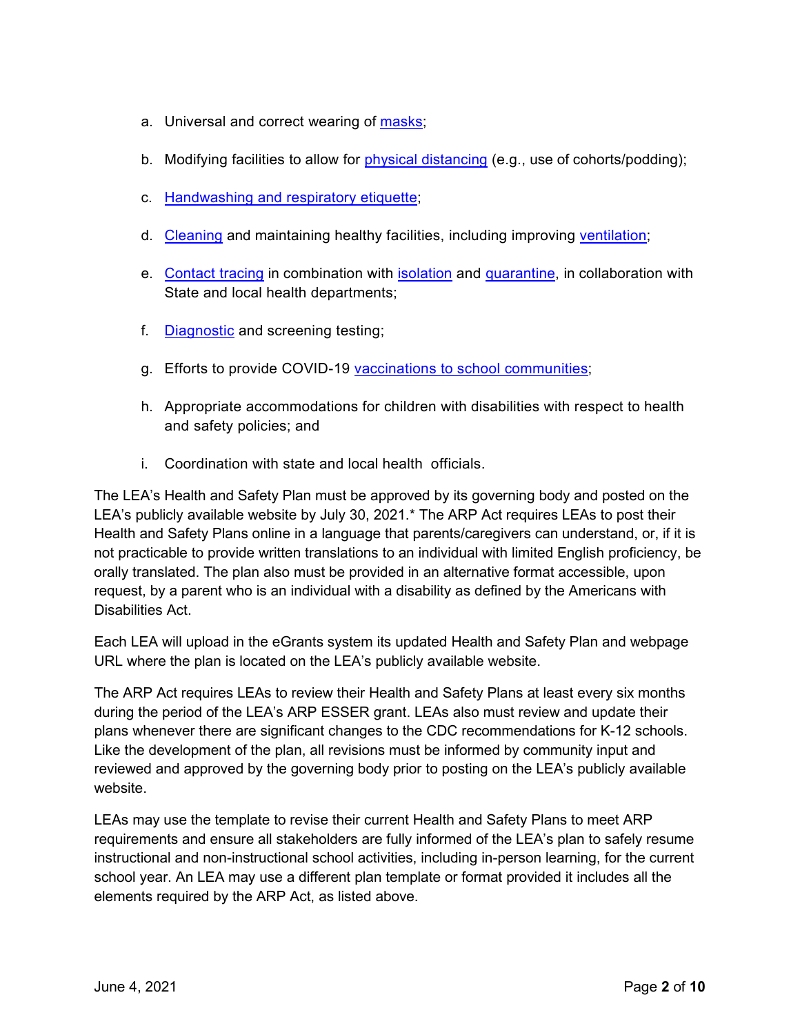a. Universal and correct wearing of masks;

b. Modifying facilities to allow for physical distancing (e.g., use of cohorts/podding);

c. Handwashing and respiratory etiquette;

d. Cleaning and maintaining healthy facilities, including improving ventilation;

e. Contact tracing in combination with isolation and quarantine, in collaboration with State and local health departments;

f. Diagnostic and screening testing;

g. Efforts to provide COVID-19 vaccinations to school communities;

h. Appropriate accommodations for children with disabilities with respect to health and safety policies; and

i. Coordination with state and local health officials.

The LEA's Health and Safety Plan must be approved by its governing body and posted on the LEA's publicly available website by July 30, 2021.* The ARP Act requires LEAs to post their Health and Safety Plans online in a language that parents/caregivers can understand, or, if it is not practicable to provide written translations to an individual with limited English proficiency, be orally translated. The plan also must be provided in an alternative format accessible, upon request, by a parent who is an individual with a disability as defined by the Americans with Disabilities Act.

Each LEA will upload in the eGrants system its updated Health and Safety Plan and webpage URL where the plan is located on the LEA's publicly available website.

The ARP Act requires LEAs to review their Health and Safety Plans at least every six months during the period of the LEA's ARP ESSER grant. LEAs also must review and update their plans whenever there are significant changes to the CDC recommendations for K-12 schools. Like the development of the plan, all revisions must be informed by community input and reviewed and approved by the governing body prior to posting on the LEA's publicly available website.

LEAs may use the template to revise their current Health and Safety Plans to meet ARP requirements and ensure all stakeholders are fully informed of the LEA's plan to safely resume instructional and non-instructional school activities, including in-person learning, for the current school year. An LEA may use a different plan template or format provided it includes all the elements required by the ARP Act, as listed above.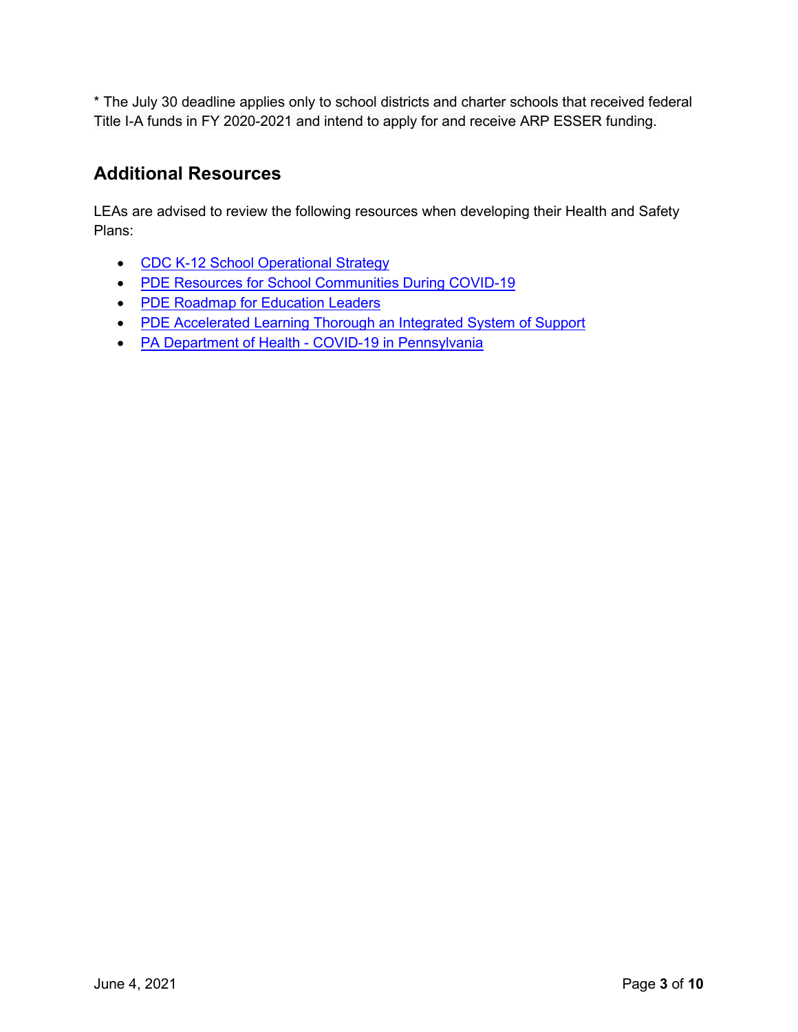* The July 30 deadline applies only to school districts and charter schools that received federal Title I-A funds in FY 2020-2021 and intend to apply for and receive ARP ESSER funding.

## Additional Resources

LEAs are advised to review the following resources when developing their Health and Safety Plans:

- CDC K-12 School Operational Strategy
- PDE Resources for School Communities During COVID-19
- PDE Roadmap for Education Leaders
- PDE Accelerated Learning Thorough an Integrated System of Support
- PA Department of Health - COVID-19 in Pennsylvania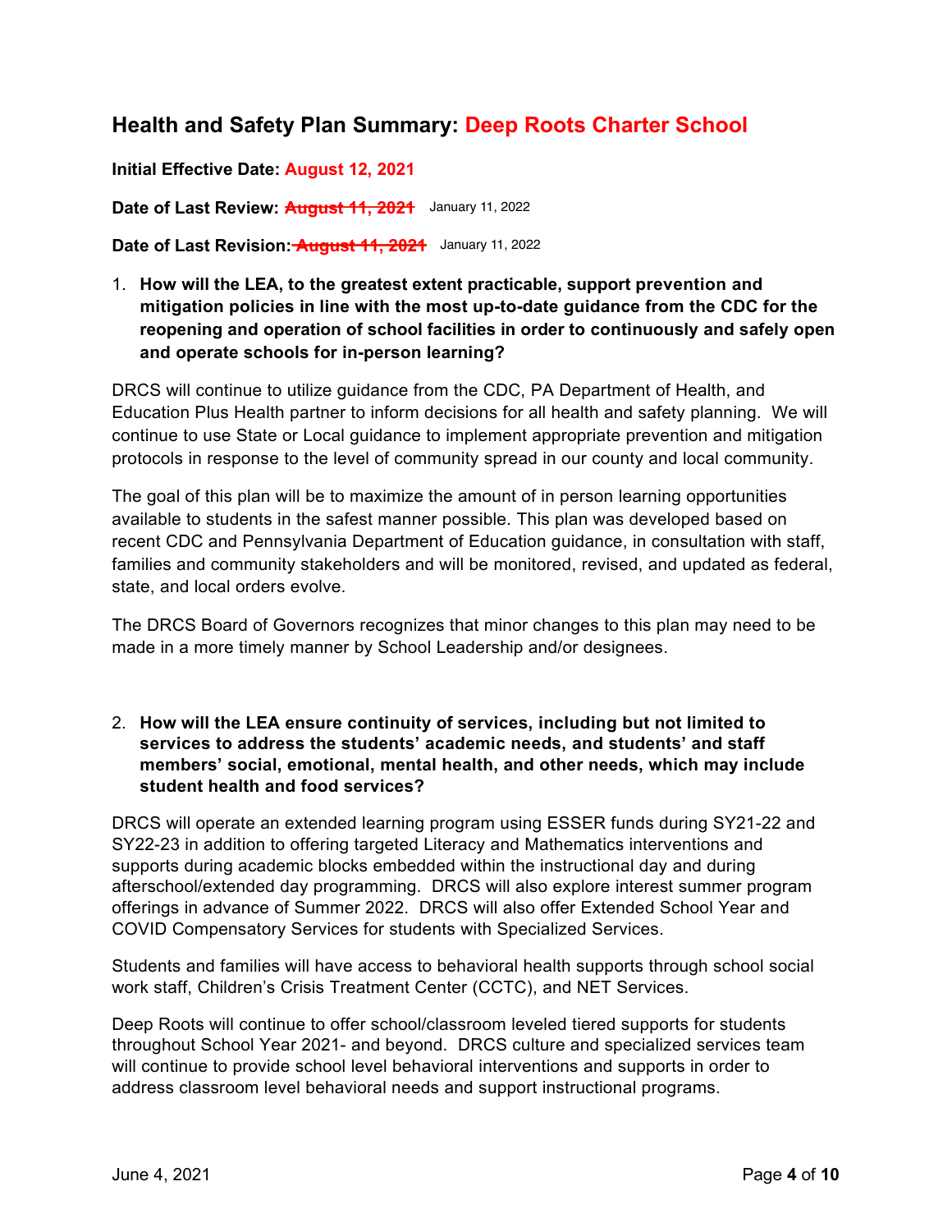## Health and Safety Plan Summary: Deep Roots Charter School

**Initial Effective Date: August 12, 2021**

**Date of Last Review:** ~~August 11, 2021~~ January 11, 2022

**Date of Last Revision:** ~~August 11, 2021~~ January 11, 2022

1. **How will the LEA, to the greatest extent practicable, support prevention and mitigation policies in line with the most up-to-date guidance from the CDC for the reopening and operation of school facilities in order to continuously and safely open and operate schools for in-person learning?**

DRCS will continue to utilize guidance from the CDC, PA Department of Health, and Education Plus Health partner to inform decisions for all health and safety planning. We will continue to use State or Local guidance to implement appropriate prevention and mitigation protocols in response to the level of community spread in our county and local community.

The goal of this plan will be to maximize the amount of in person learning opportunities available to students in the safest manner possible. This plan was developed based on recent CDC and Pennsylvania Department of Education guidance, in consultation with staff, families and community stakeholders and will be monitored, revised, and updated as federal, state, and local orders evolve.

The DRCS Board of Governors recognizes that minor changes to this plan may need to be made in a more timely manner by School Leadership and/or designees.

2. **How will the LEA ensure continuity of services, including but not limited to services to address the students' academic needs, and students' and staff members' social, emotional, mental health, and other needs, which may include student health and food services?**

DRCS will operate an extended learning program using ESSER funds during SY21-22 and SY22-23 in addition to offering targeted Literacy and Mathematics interventions and supports during academic blocks embedded within the instructional day and during afterschool/extended day programming. DRCS will also explore interest summer program offerings in advance of Summer 2022. DRCS will also offer Extended School Year and COVID Compensatory Services for students with Specialized Services.

Students and families will have access to behavioral health supports through school social work staff, Children's Crisis Treatment Center (CCTC), and NET Services.

Deep Roots will continue to offer school/classroom leveled tiered supports for students throughout School Year 2021- and beyond. DRCS culture and specialized services team will continue to provide school level behavioral interventions and supports in order to address classroom level behavioral needs and support instructional programs.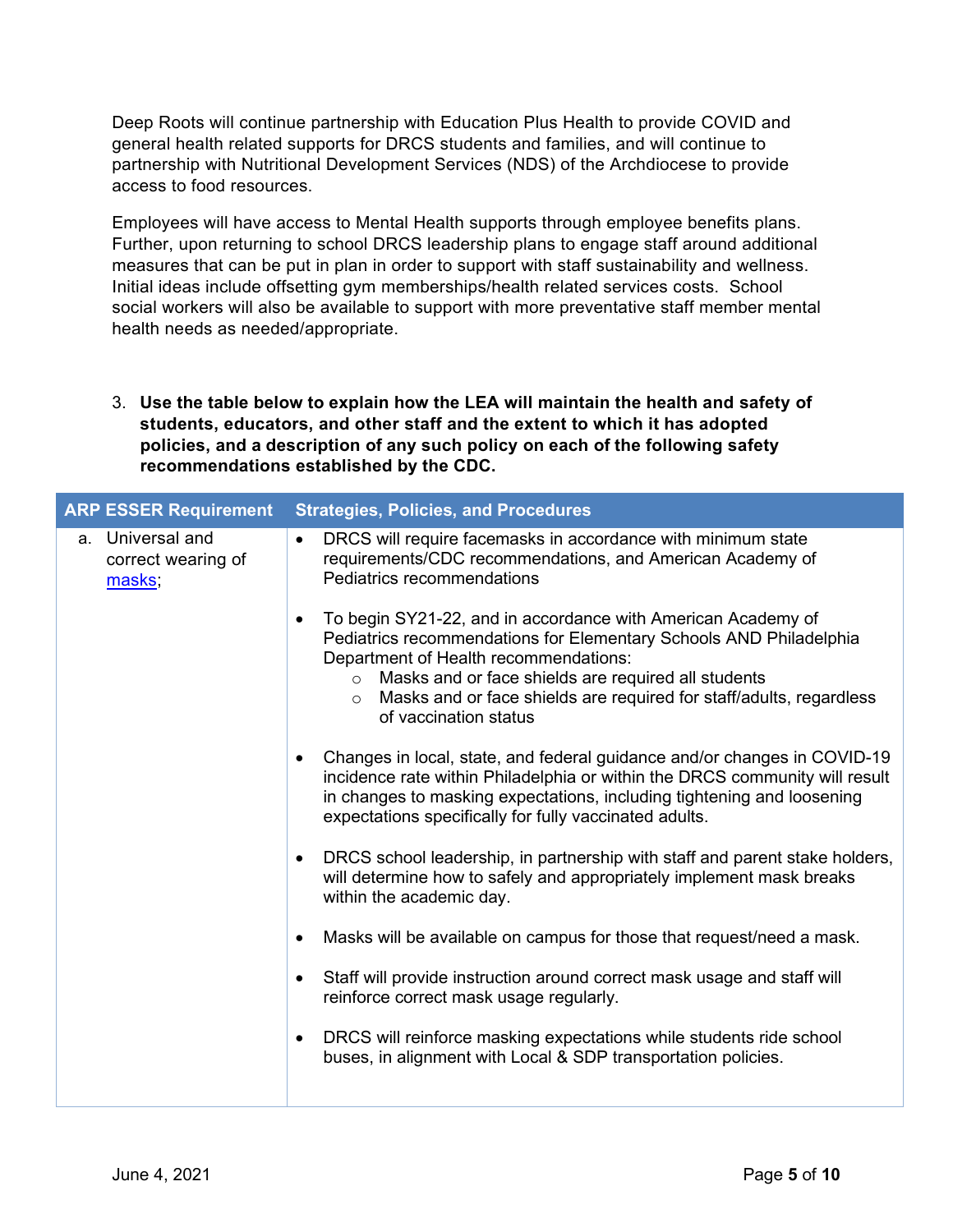Deep Roots will continue partnership with Education Plus Health to provide COVID and general health related supports for DRCS students and families, and will continue to partnership with Nutritional Development Services (NDS) of the Archdiocese to provide access to food resources.

Employees will have access to Mental Health supports through employee benefits plans. Further, upon returning to school DRCS leadership plans to engage staff around additional measures that can be put in plan in order to support with staff sustainability and wellness. Initial ideas include offsetting gym memberships/health related services costs. School social workers will also be available to support with more preventative staff member mental health needs as needed/appropriate.

3. **Use the table below to explain how the LEA will maintain the health and safety of students, educators, and other staff and the extent to which it has adopted policies, and a description of any such policy on each of the following safety recommendations established by the CDC.**

| ARP ESSER Requirement | Strategies, Policies, and Procedures |
|---|---|
| a. Universal and correct wearing of [masks](); | • DRCS will require facemasks in accordance with minimum state requirements/CDC recommendations, and American Academy of Pediatrics recommendations<br><br>• To begin SY21-22, and in accordance with American Academy of Pediatrics recommendations for Elementary Schools AND Philadelphia Department of Health recommendations:<br>&nbsp;&nbsp;&nbsp;&nbsp;○ Masks and or face shields are required all students<br>&nbsp;&nbsp;&nbsp;&nbsp;○ Masks and or face shields are required for staff/adults, regardless of vaccination status<br><br>• Changes in local, state, and federal guidance and/or changes in COVID-19 incidence rate within Philadelphia or within the DRCS community will result in changes to masking expectations, including tightening and loosening expectations specifically for fully vaccinated adults.<br><br>• DRCS school leadership, in partnership with staff and parent stake holders, will determine how to safely and appropriately implement mask breaks within the academic day.<br><br>• Masks will be available on campus for those that request/need a mask.<br><br>• Staff will provide instruction around correct mask usage and staff will reinforce correct mask usage regularly.<br><br>• DRCS will reinforce masking expectations while students ride school buses, in alignment with Local & SDP transportation policies. |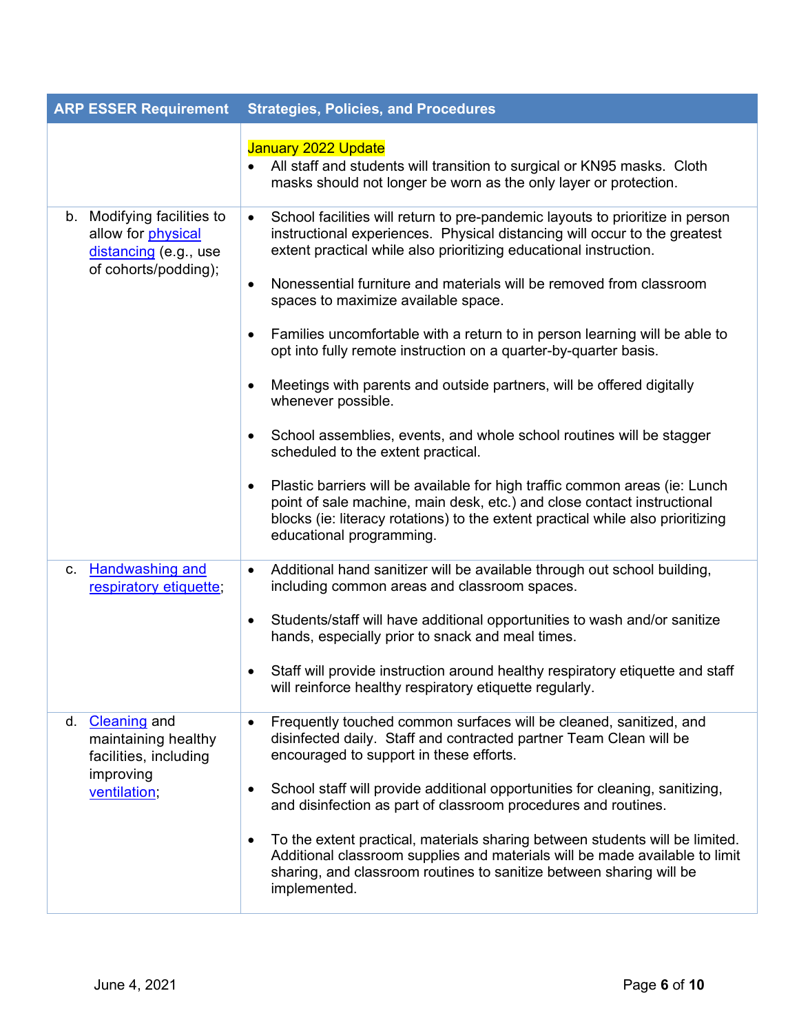| ARP ESSER Requirement | Strategies, Policies, and Procedures |
|---|---|
| | January 2022 Update<br>• All staff and students will transition to surgical or KN95 masks. Cloth masks should not longer be worn as the only layer or protection. |
| b. Modifying facilities to allow for physical distancing (e.g., use of cohorts/podding); | • School facilities will return to pre-pandemic layouts to prioritize in person instructional experiences. Physical distancing will occur to the greatest extent practical while also prioritizing educational instruction.<br><br>• Nonessential furniture and materials will be removed from classroom spaces to maximize available space.<br><br>• Families uncomfortable with a return to in person learning will be able to opt into fully remote instruction on a quarter-by-quarter basis.<br><br>• Meetings with parents and outside partners, will be offered digitally whenever possible.<br><br>• School assemblies, events, and whole school routines will be stagger scheduled to the extent practical.<br><br>• Plastic barriers will be available for high traffic common areas (ie: Lunch point of sale machine, main desk, etc.) and close contact instructional blocks (ie: literacy rotations) to the extent practical while also prioritizing educational programming. |
| c. Handwashing and respiratory etiquette; | • Additional hand sanitizer will be available through out school building, including common areas and classroom spaces.<br><br>• Students/staff will have additional opportunities to wash and/or sanitize hands, especially prior to snack and meal times.<br><br>• Staff will provide instruction around healthy respiratory etiquette and staff will reinforce healthy respiratory etiquette regularly. |
| d. Cleaning and maintaining healthy facilities, including improving ventilation; | • Frequently touched common surfaces will be cleaned, sanitized, and disinfected daily. Staff and contracted partner Team Clean will be encouraged to support in these efforts.<br><br>• School staff will provide additional opportunities for cleaning, sanitizing, and disinfection as part of classroom procedures and routines.<br><br>• To the extent practical, materials sharing between students will be limited. Additional classroom supplies and materials will be made available to limit sharing, and classroom routines to sanitize between sharing will be implemented. |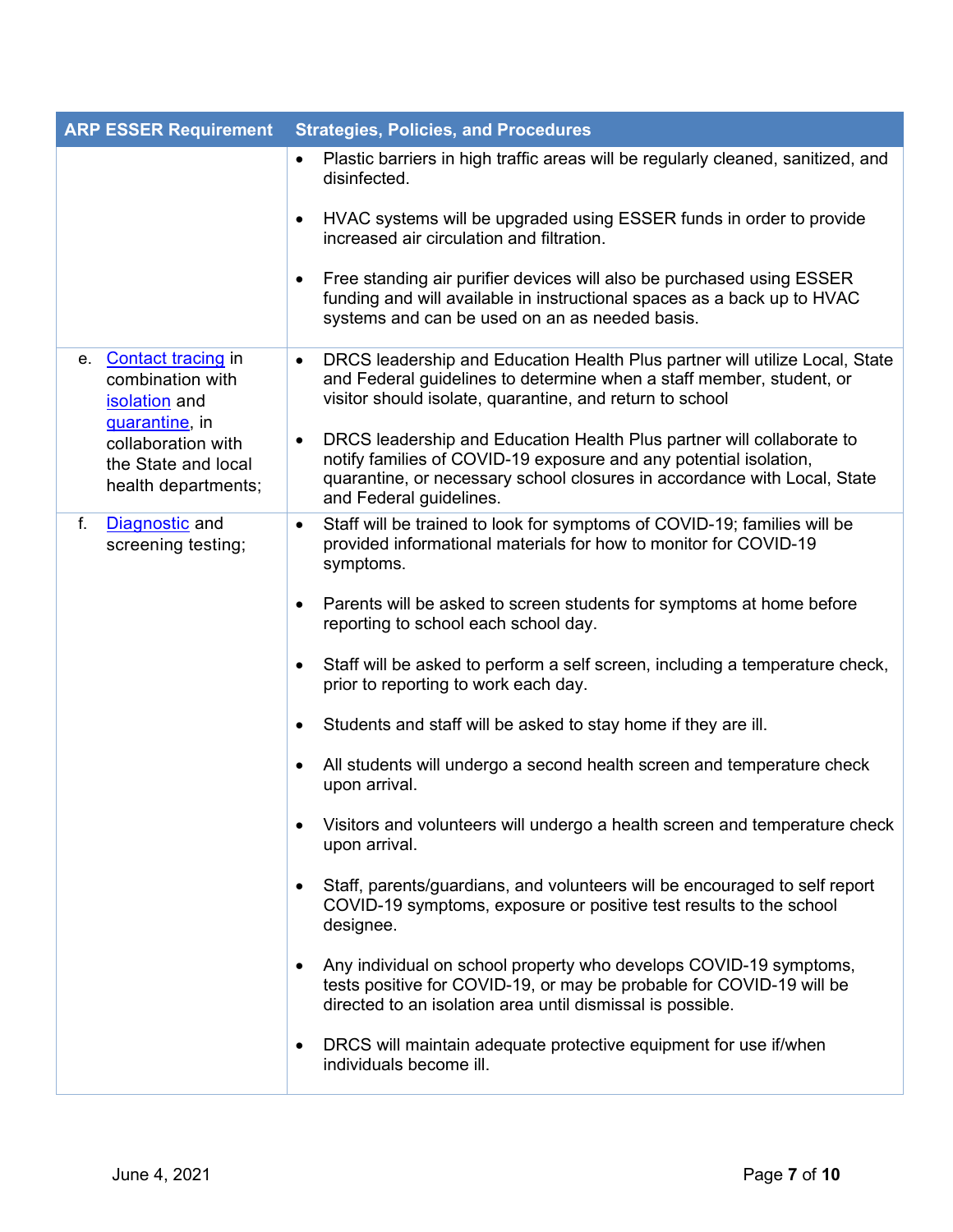| ARP ESSER Requirement | Strategies, Policies, and Procedures |
| --- | --- |
| | • Plastic barriers in high traffic areas will be regularly cleaned, sanitized, and disinfected.<br><br>• HVAC systems will be upgraded using ESSER funds in order to provide increased air circulation and filtration.<br><br>• Free standing air purifier devices will also be purchased using ESSER funding and will available in instructional spaces as a back up to HVAC systems and can be used on an as needed basis. |
| e. Contact tracing in combination with isolation and quarantine, in collaboration with the State and local health departments; | • DRCS leadership and Education Health Plus partner will utilize Local, State and Federal guidelines to determine when a staff member, student, or visitor should isolate, quarantine, and return to school<br><br>• DRCS leadership and Education Health Plus partner will collaborate to notify families of COVID-19 exposure and any potential isolation, quarantine, or necessary school closures in accordance with Local, State and Federal guidelines. |
| f. Diagnostic and screening testing; | • Staff will be trained to look for symptoms of COVID-19; families will be provided informational materials for how to monitor for COVID-19 symptoms.<br><br>• Parents will be asked to screen students for symptoms at home before reporting to school each school day.<br><br>• Staff will be asked to perform a self screen, including a temperature check, prior to reporting to work each day.<br><br>• Students and staff will be asked to stay home if they are ill.<br><br>• All students will undergo a second health screen and temperature check upon arrival.<br><br>• Visitors and volunteers will undergo a health screen and temperature check upon arrival.<br><br>• Staff, parents/guardians, and volunteers will be encouraged to self report COVID-19 symptoms, exposure or positive test results to the school designee.<br><br>• Any individual on school property who develops COVID-19 symptoms, tests positive for COVID-19, or may be probable for COVID-19 will be directed to an isolation area until dismissal is possible.<br><br>• DRCS will maintain adequate protective equipment for use if/when individuals become ill. |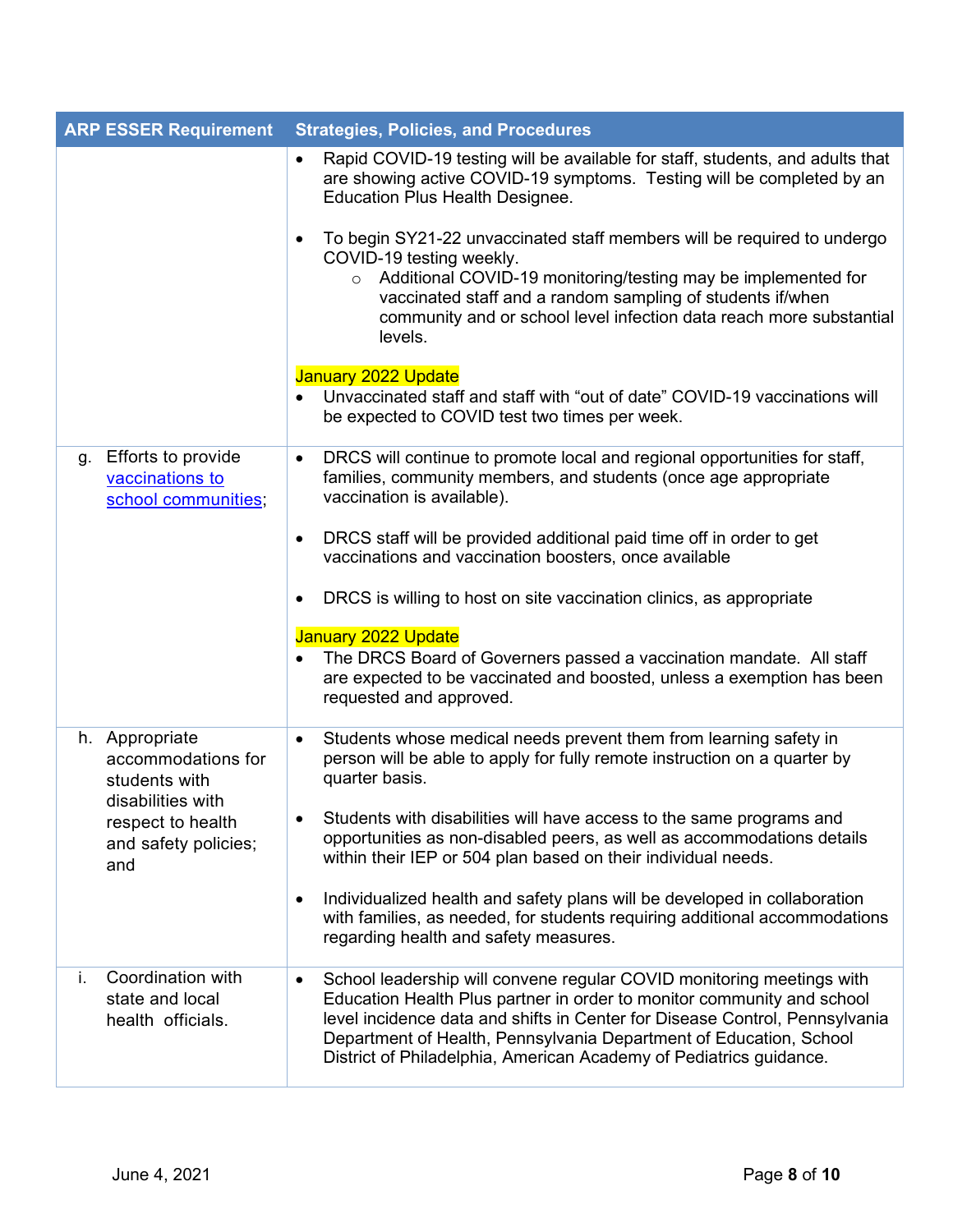| ARP ESSER Requirement | Strategies, Policies, and Procedures |
|---|---|
| | • Rapid COVID-19 testing will be available for staff, students, and adults that are showing active COVID-19 symptoms. Testing will be completed by an Education Plus Health Designee.<br><br>• To begin SY21-22 unvaccinated staff members will be required to undergo COVID-19 testing weekly.<br>&nbsp;&nbsp;&nbsp;&nbsp;○ Additional COVID-19 monitoring/testing may be implemented for vaccinated staff and a random sampling of students if/when community and or school level infection data reach more substantial levels.<br><br>January 2022 Update<br>• Unvaccinated staff and staff with "out of date" COVID-19 vaccinations will be expected to COVID test two times per week. |
| g. Efforts to provide [vaccinations to school communities](); | • DRCS will continue to promote local and regional opportunities for staff, families, community members, and students (once age appropriate vaccination is available).<br><br>• DRCS staff will be provided additional paid time off in order to get vaccinations and vaccination boosters, once available<br><br>• DRCS is willing to host on site vaccination clinics, as appropriate<br><br>January 2022 Update<br>• The DRCS Board of Governers passed a vaccination mandate. All staff are expected to be vaccinated and boosted, unless a exemption has been requested and approved. |
| h. Appropriate accommodations for students with disabilities with respect to health and safety policies; and | • Students whose medical needs prevent them from learning safety in person will be able to apply for fully remote instruction on a quarter by quarter basis.<br><br>• Students with disabilities will have access to the same programs and opportunities as non-disabled peers, as well as accommodations details within their IEP or 504 plan based on their individual needs.<br><br>• Individualized health and safety plans will be developed in collaboration with families, as needed, for students requiring additional accommodations regarding health and safety measures. |
| i. Coordination with state and local health officials. | • School leadership will convene regular COVID monitoring meetings with Education Health Plus partner in order to monitor community and school level incidence data and shifts in Center for Disease Control, Pennsylvania Department of Health, Pennsylvania Department of Education, School District of Philadelphia, American Academy of Pediatrics guidance. |

June 4, 2021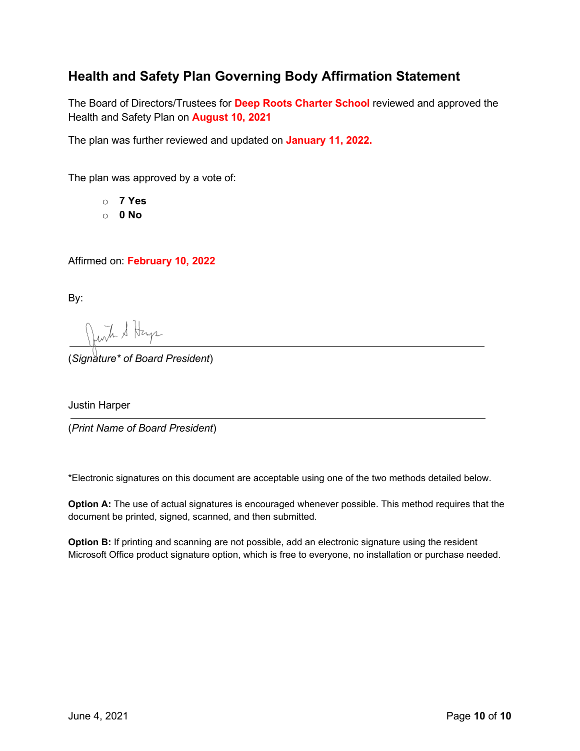## Health and Safety Plan Governing Body Affirmation Statement

The Board of Directors/Trustees for **Deep Roots Charter School** reviewed and approved the Health and Safety Plan on **August 10, 2021**

The plan was further reviewed and updated on **January 11, 2022.**

The plan was approved by a vote of:

- **7 Yes**
- **0 No**

Affirmed on: **February 10, 2022**

By:

\_\_\_\_\_\_\_\_\_\_\_\_\_\_\_\_\_\_\_\_\_\_\_\_\_\_\_\_\_\_\_\_\_\_\_\_\_\_\_\_

(*Signature\* of Board President*)

Justin Harper

(*Print Name of Board President*)

\*Electronic signatures on this document are acceptable using one of the two methods detailed below.

**Option A:** The use of actual signatures is encouraged whenever possible. This method requires that the document be printed, signed, scanned, and then submitted.

**Option B:** If printing and scanning are not possible, add an electronic signature using the resident Microsoft Office product signature option, which is free to everyone, no installation or purchase needed.